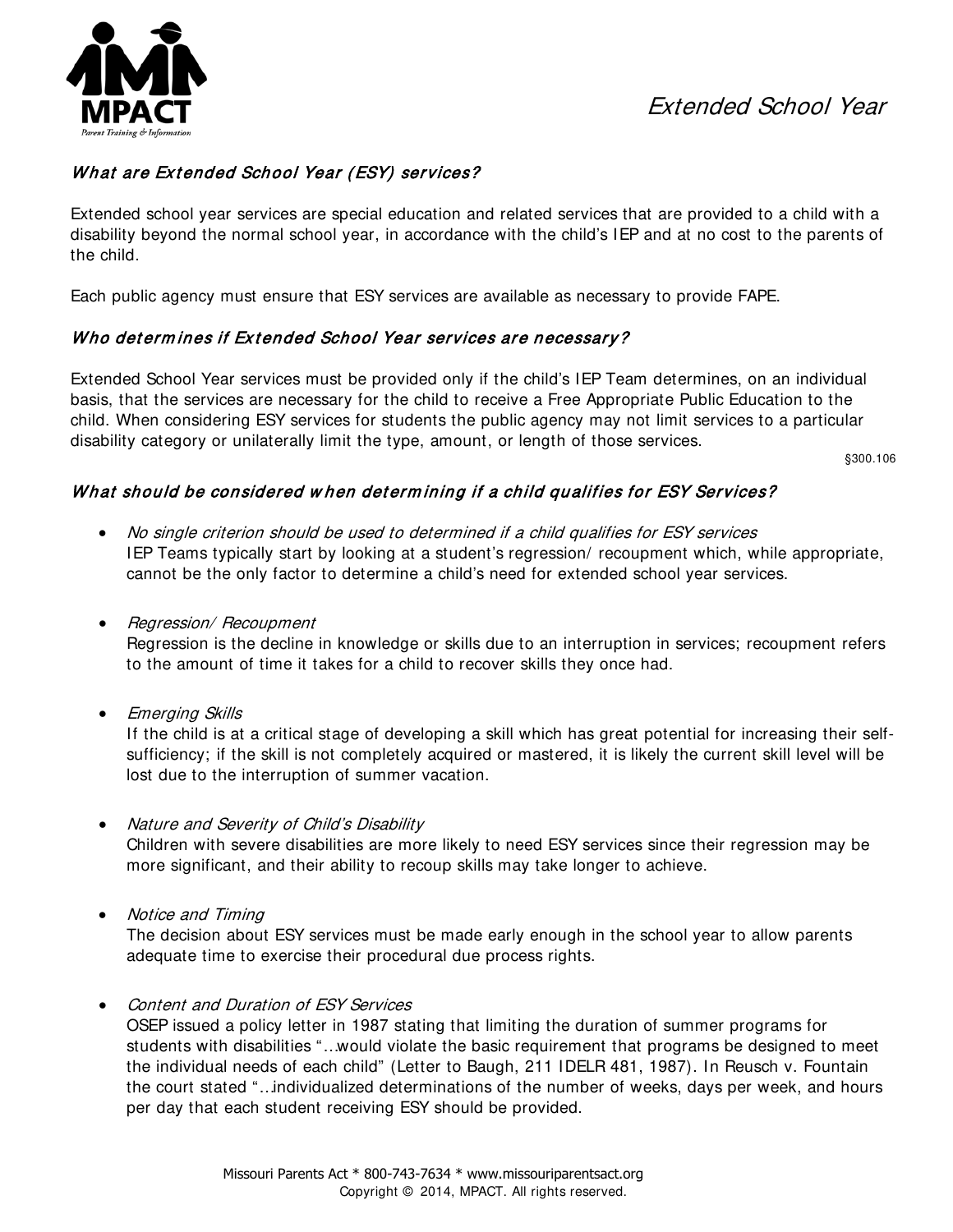# Extended School Year

### *What are Extended School Year (ESY) services?*

Extended school year services are special education and related services that are provided to a child with a disability beyond the normal school year, in accordance with the child's IEP and at no cost to the parents of the child.

Each public agency must ensure that ESY services are available as necessary to provide FAPE.

### *Who determines if Extended School Year services are necessary?*

Extended School Year services must be provided only if the child's IEP Team determines, on an individual basis, that the services are necessary for the child to receive a Free Appropriate Public Education to the child. When considering ESY services for students the public agency may not limit services to a particular disability category or unilaterally limit the type, amount, or length of those services.

§300.106

### *What should be considered when determining if a child qualifies for ESY Services?*

- *No single criterion should be used to determined if a child qualifies for ESY services*
  IEP Teams typically start by looking at a student's regression/ recoupment which, while appropriate, cannot be the only factor to determine a child's need for extended school year services.

- *Regression/ Recoupment*
  Regression is the decline in knowledge or skills due to an interruption in services; recoupment refers to the amount of time it takes for a child to recover skills they once had.

- *Emerging Skills*
  If the child is at a critical stage of developing a skill which has great potential for increasing their self-sufficiency; if the skill is not completely acquired or mastered, it is likely the current skill level will be lost due to the interruption of summer vacation.

- *Nature and Severity of Child's Disability*
  Children with severe disabilities are more likely to need ESY services since their regression may be more significant, and their ability to recoup skills may take longer to achieve.

- *Notice and Timing*
  The decision about ESY services must be made early enough in the school year to allow parents adequate time to exercise their procedural due process rights.

- *Content and Duration of ESY Services*
  OSEP issued a policy letter in 1987 stating that limiting the duration of summer programs for students with disabilities "…would violate the basic requirement that programs be designed to meet the individual needs of each child" (Letter to Baugh, 211 IDELR 481, 1987). In Reusch v. Fountain the court stated "…individualized determinations of the number of weeks, days per week, and hours per day that each student receiving ESY should be provided.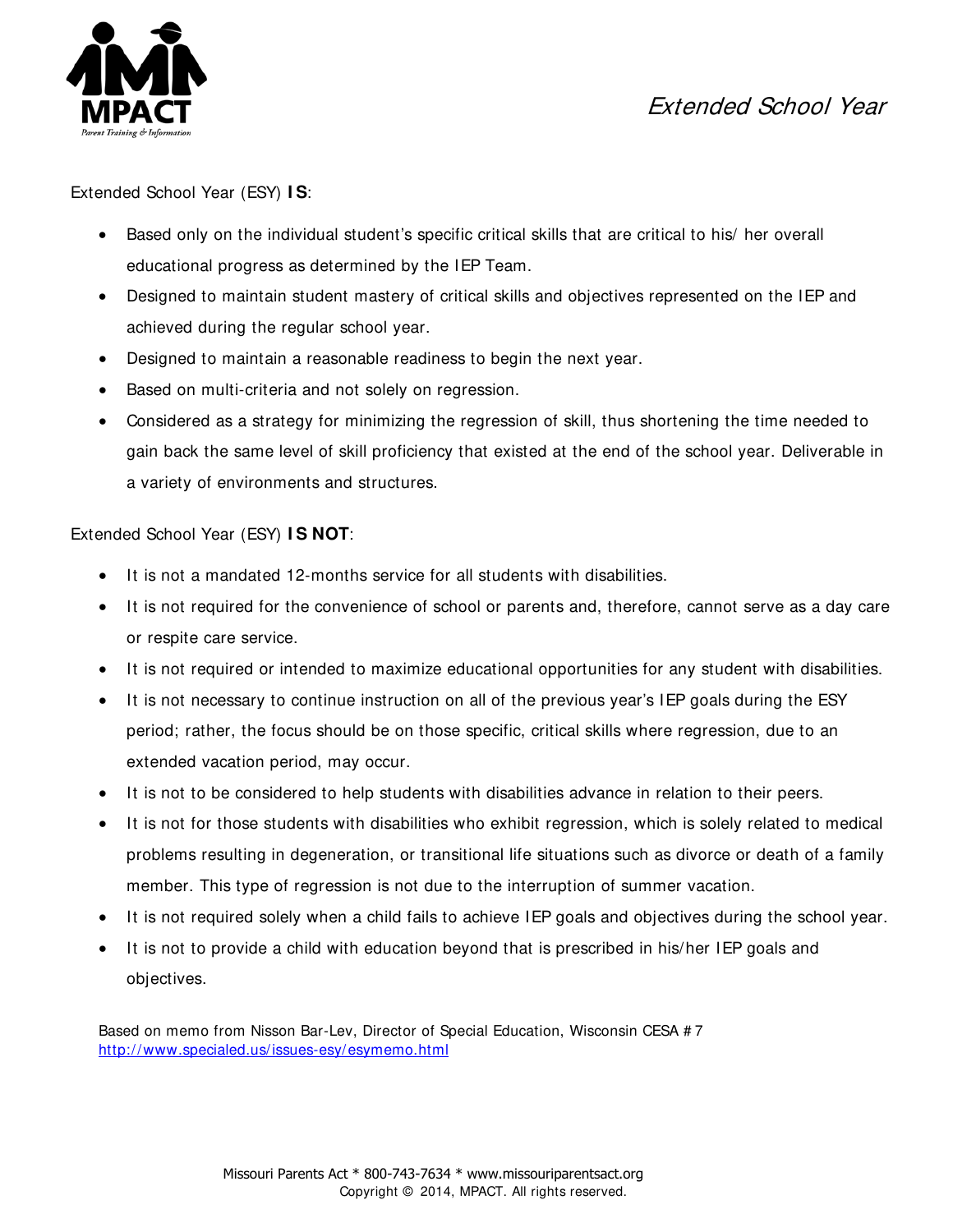# Extended School Year

Extended School Year (ESY) **IS**:

- Based only on the individual student's specific critical skills that are critical to his/ her overall educational progress as determined by the IEP Team.
- Designed to maintain student mastery of critical skills and objectives represented on the IEP and achieved during the regular school year.
- Designed to maintain a reasonable readiness to begin the next year.
- Based on multi-criteria and not solely on regression.
- Considered as a strategy for minimizing the regression of skill, thus shortening the time needed to gain back the same level of skill proficiency that existed at the end of the school year. Deliverable in a variety of environments and structures.

Extended School Year (ESY) **IS NOT**:

- It is not a mandated 12-months service for all students with disabilities.
- It is not required for the convenience of school or parents and, therefore, cannot serve as a day care or respite care service.
- It is not required or intended to maximize educational opportunities for any student with disabilities.
- It is not necessary to continue instruction on all of the previous year's IEP goals during the ESY period; rather, the focus should be on those specific, critical skills where regression, due to an extended vacation period, may occur.
- It is not to be considered to help students with disabilities advance in relation to their peers.
- It is not for those students with disabilities who exhibit regression, which is solely related to medical problems resulting in degeneration, or transitional life situations such as divorce or death of a family member. This type of regression is not due to the interruption of summer vacation.
- It is not required solely when a child fails to achieve IEP goals and objectives during the school year.
- It is not to provide a child with education beyond that is prescribed in his/her IEP goals and objectives.

Based on memo from Nisson Bar-Lev, Director of Special Education, Wisconsin CESA #7
http://www.specialed.us/issues-esy/esymemo.html

Missouri Parents Act * 800-743-7634 * www.missouriparentsact.org
Copyright © 2014, MPACT. All rights reserved.